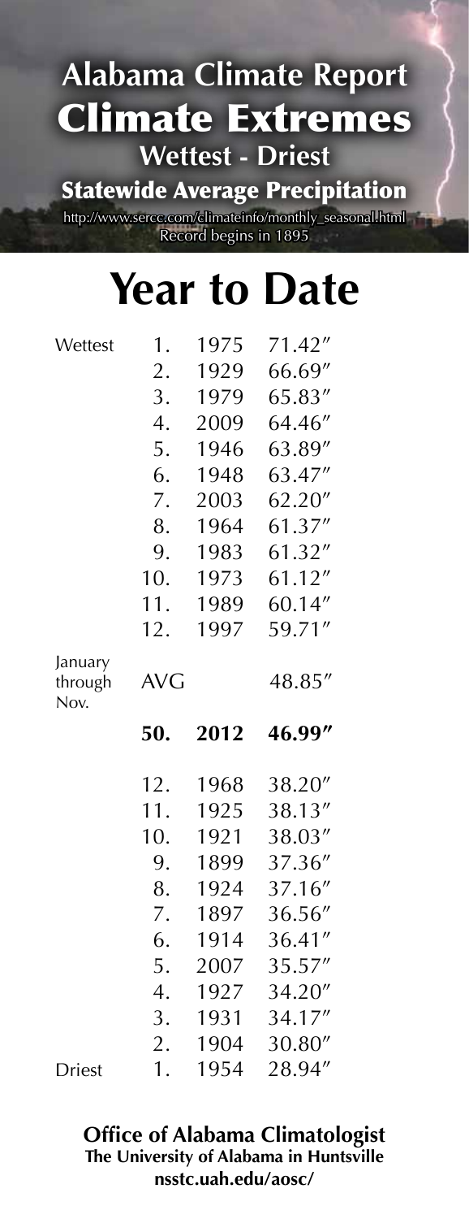# Alabama Climate Report

## Climate Extremes

### Wettest - Driest

### Statewide Average Precipitation

http://www.sercc.com/climateinfo/monthly_seasonal.html

Record begins in 1895

# Year to Date

| | Rank | Year | Precipitation |
|---|---|---|---|
| Wettest | 1. | 1975 | 71.42″ |
| | 2. | 1929 | 66.69″ |
| | 3. | 1979 | 65.83″ |
| | 4. | 2009 | 64.46″ |
| | 5. | 1946 | 63.89″ |
| | 6. | 1948 | 63.47″ |
| | 7. | 2003 | 62.20″ |
| | 8. | 1964 | 61.37″ |
| | 9. | 1983 | 61.32″ |
| | 10. | 1973 | 61.12″ |
| | 11. | 1989 | 60.14″ |
| | 12. | 1997 | 59.71″ |
| January through Nov. | AVG | | 48.85″ |
| | **50.** | **2012** | **46.99″** |
| | 12. | 1968 | 38.20″ |
| | 11. | 1925 | 38.13″ |
| | 10. | 1921 | 38.03″ |
| | 9. | 1899 | 37.36″ |
| | 8. | 1924 | 37.16″ |
| | 7. | 1897 | 36.56″ |
| | 6. | 1914 | 36.41″ |
| | 5. | 2007 | 35.57″ |
| | 4. | 1927 | 34.20″ |
| | 3. | 1931 | 34.17″ |
| | 2. | 1904 | 30.80″ |
| Driest | 1. | 1954 | 28.94″ |

**Office of Alabama Climatologist**
**The University of Alabama in Huntsville**
**nsstc.uah.edu/aosc/**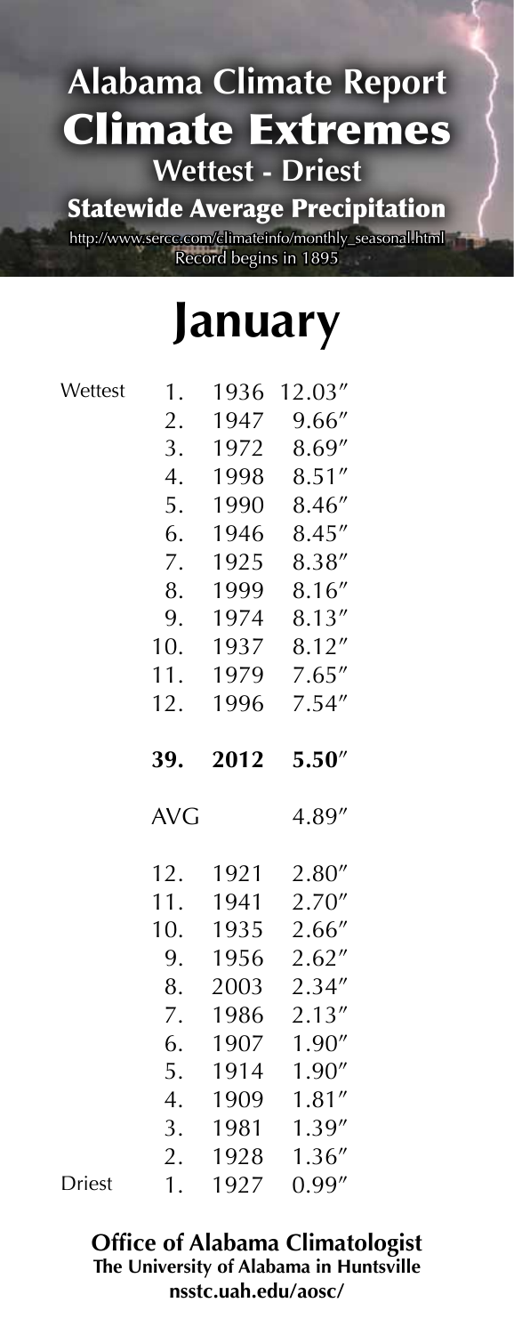# Alabama Climate Report

## Climate Extremes

### Wettest - Driest

### Statewide Average Precipitation

http://www.sercc.com/climateinfo/monthly_seasonal.html
Record begins in 1895

# January

| | Rank | Year | Precipitation |
|---|---|---|---|
| Wettest | 1. | 1936 | 12.03″ |
| | 2. | 1947 | 9.66″ |
| | 3. | 1972 | 8.69″ |
| | 4. | 1998 | 8.51″ |
| | 5. | 1990 | 8.46″ |
| | 6. | 1946 | 8.45″ |
| | 7. | 1925 | 8.38″ |
| | 8. | 1999 | 8.16″ |
| | 9. | 1974 | 8.13″ |
| | 10. | 1937 | 8.12″ |
| | 11. | 1979 | 7.65″ |
| | 12. | 1996 | 7.54″ |
| | **39.** | **2012** | **5.50″** |
| | AVG | | 4.89″ |
| | 12. | 1921 | 2.80″ |
| | 11. | 1941 | 2.70″ |
| | 10. | 1935 | 2.66″ |
| | 9. | 1956 | 2.62″ |
| | 8. | 2003 | 2.34″ |
| | 7. | 1986 | 2.13″ |
| | 6. | 1907 | 1.90″ |
| | 5. | 1914 | 1.90″ |
| | 4. | 1909 | 1.81″ |
| | 3. | 1981 | 1.39″ |
| | 2. | 1928 | 1.36″ |
| Driest | 1. | 1927 | 0.99″ |

**Office of Alabama Climatologist**
**The University of Alabama in Huntsville**
**nsstc.uah.edu/aosc/**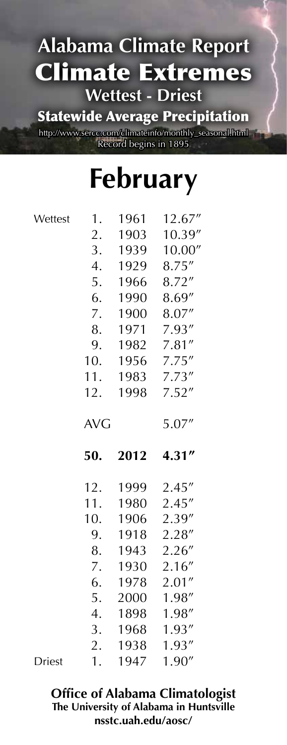# Alabama Climate Report

## Climate Extremes

### Wettest - Driest

### Statewide Average Precipitation

http://www.sercc.com/climateinfo/monthly_seasonal.html

Record begins in 1895

# February

| | Rank | Year | Precipitation |
|---|---|---|---|
| Wettest | 1. | 1961 | 12.67″ |
| | 2. | 1903 | 10.39″ |
| | 3. | 1939 | 10.00″ |
| | 4. | 1929 | 8.75″ |
| | 5. | 1966 | 8.72″ |
| | 6. | 1990 | 8.69″ |
| | 7. | 1900 | 8.07″ |
| | 8. | 1971 | 7.93″ |
| | 9. | 1982 | 7.81″ |
| | 10. | 1956 | 7.75″ |
| | 11. | 1983 | 7.73″ |
| | 12. | 1998 | 7.52″ |
| | AVG | | 5.07″ |
| | **50.** | **2012** | **4.31″** |
| | 12. | 1999 | 2.45″ |
| | 11. | 1980 | 2.45″ |
| | 10. | 1906 | 2.39″ |
| | 9. | 1918 | 2.28″ |
| | 8. | 1943 | 2.26″ |
| | 7. | 1930 | 2.16″ |
| | 6. | 1978 | 2.01″ |
| | 5. | 2000 | 1.98″ |
| | 4. | 1898 | 1.98″ |
| | 3. | 1968 | 1.93″ |
| | 2. | 1938 | 1.93″ |
| Driest | 1. | 1947 | 1.90″ |

**Office of Alabama Climatologist**
**The University of Alabama in Huntsville**
**nsstc.uah.edu/aosc/**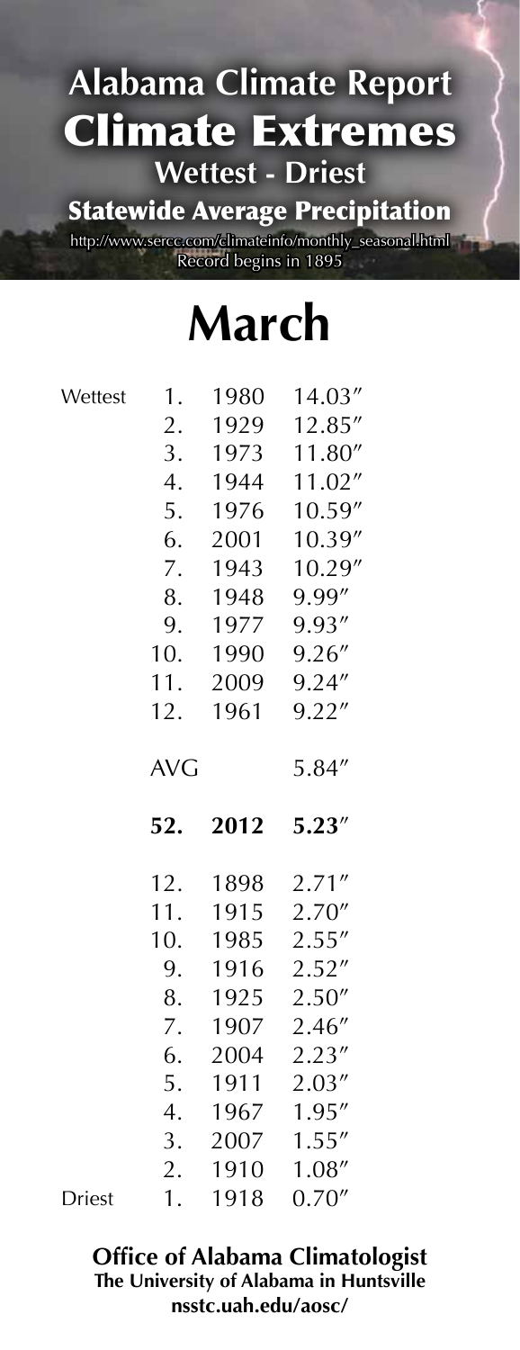# Alabama Climate Report

## Climate Extremes

### Wettest - Driest

### Statewide Average Precipitation

http://www.sercc.com/climateinfo/monthly_seasonal.html

Record begins in 1895

# March

| | Rank | Year | Precipitation |
|---|---|---|---|
| Wettest | 1. | 1980 | 14.03″ |
| | 2. | 1929 | 12.85″ |
| | 3. | 1973 | 11.80″ |
| | 4. | 1944 | 11.02″ |
| | 5. | 1976 | 10.59″ |
| | 6. | 2001 | 10.39″ |
| | 7. | 1943 | 10.29″ |
| | 8. | 1948 | 9.99″ |
| | 9. | 1977 | 9.93″ |
| | 10. | 1990 | 9.26″ |
| | 11. | 2009 | 9.24″ |
| | 12. | 1961 | 9.22″ |
| | AVG | | 5.84″ |
| | **52.** | **2012** | **5.23″** |
| | 12. | 1898 | 2.71″ |
| | 11. | 1915 | 2.70″ |
| | 10. | 1985 | 2.55″ |
| | 9. | 1916 | 2.52″ |
| | 8. | 1925 | 2.50″ |
| | 7. | 1907 | 2.46″ |
| | 6. | 2004 | 2.23″ |
| | 5. | 1911 | 2.03″ |
| | 4. | 1967 | 1.95″ |
| | 3. | 2007 | 1.55″ |
| | 2. | 1910 | 1.08″ |
| Driest | 1. | 1918 | 0.70″ |

**Office of Alabama Climatologist**
**The University of Alabama in Huntsville**
**nsstc.uah.edu/aosc/**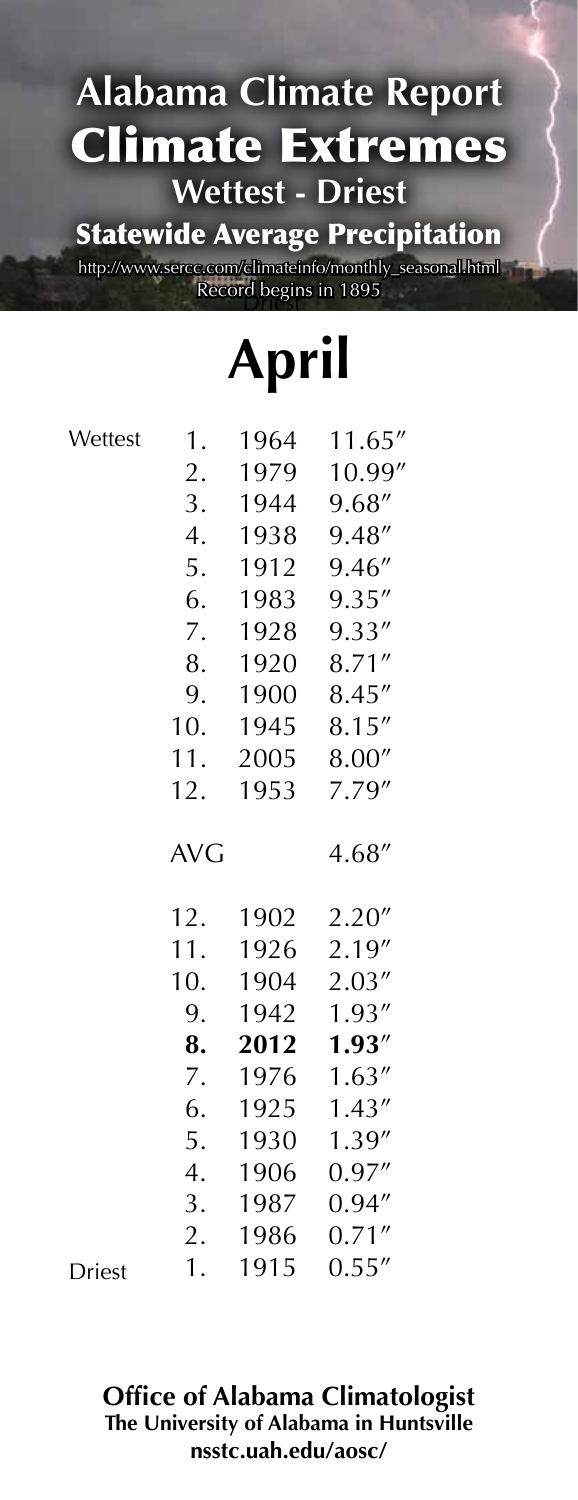# Alabama Climate Report

## Climate Extremes

### Wettest - Driest

### Statewide Average Precipitation

http://www.sercc.com/climateinfo/monthly_seasonal.html

Record begins in 1895

# April

| | Rank | Year | Precipitation |
|---|---|---|---|
| Wettest | 1. | 1964 | 11.65″ |
| | 2. | 1979 | 10.99″ |
| | 3. | 1944 | 9.68″ |
| | 4. | 1938 | 9.48″ |
| | 5. | 1912 | 9.46″ |
| | 6. | 1983 | 9.35″ |
| | 7. | 1928 | 9.33″ |
| | 8. | 1920 | 8.71″ |
| | 9. | 1900 | 8.45″ |
| | 10. | 1945 | 8.15″ |
| | 11. | 2005 | 8.00″ |
| | 12. | 1953 | 7.79″ |
| | AVG | | 4.68″ |
| | 12. | 1902 | 2.20″ |
| | 11. | 1926 | 2.19″ |
| | 10. | 1904 | 2.03″ |
| | 9. | 1942 | 1.93″ |
| | **8.** | **2012** | **1.93″** |
| | 7. | 1976 | 1.63″ |
| | 6. | 1925 | 1.43″ |
| | 5. | 1930 | 1.39″ |
| | 4. | 1906 | 0.97″ |
| | 3. | 1987 | 0.94″ |
| | 2. | 1986 | 0.71″ |
| Driest | 1. | 1915 | 0.55″ |

**Office of Alabama Climatologist**
**The University of Alabama in Huntsville**
**nsstc.uah.edu/aosc/**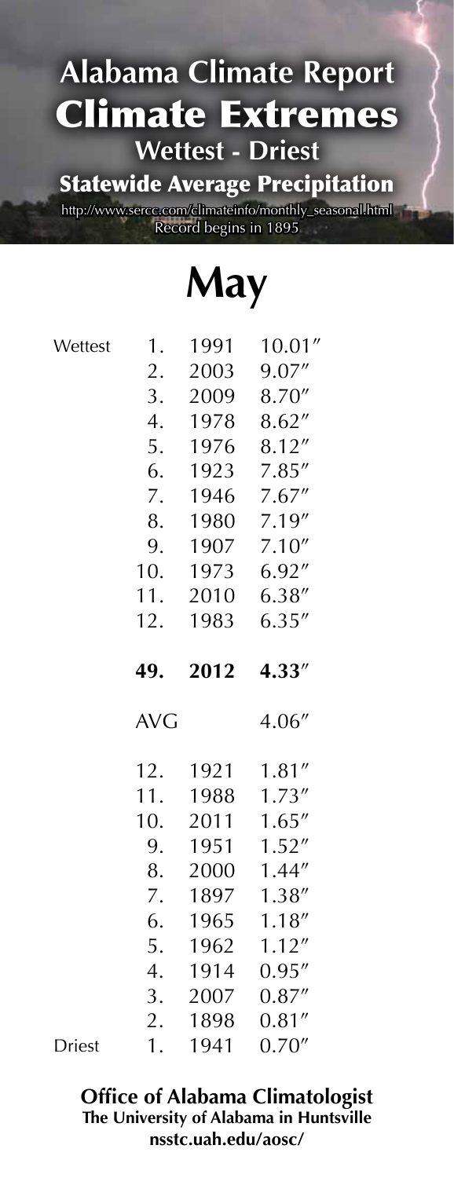# Alabama Climate Report

## Climate Extremes

### Wettest - Driest

### Statewide Average Precipitation

http://www.sercc.com/climateinfo/monthly_seasonal.html

Record begins in 1895

# May

| | Rank | Year | Precipitation |
|---|---|---|---|
| Wettest | 1. | 1991 | 10.01″ |
| | 2. | 2003 | 9.07″ |
| | 3. | 2009 | 8.70″ |
| | 4. | 1978 | 8.62″ |
| | 5. | 1976 | 8.12″ |
| | 6. | 1923 | 7.85″ |
| | 7. | 1946 | 7.67″ |
| | 8. | 1980 | 7.19″ |
| | 9. | 1907 | 7.10″ |
| | 10. | 1973 | 6.92″ |
| | 11. | 2010 | 6.38″ |
| | 12. | 1983 | 6.35″ |
| | **49.** | **2012** | **4.33″** |
| | AVG | | 4.06″ |
| | 12. | 1921 | 1.81″ |
| | 11. | 1988 | 1.73″ |
| | 10. | 2011 | 1.65″ |
| | 9. | 1951 | 1.52″ |
| | 8. | 2000 | 1.44″ |
| | 7. | 1897 | 1.38″ |
| | 6. | 1965 | 1.18″ |
| | 5. | 1962 | 1.12″ |
| | 4. | 1914 | 0.95″ |
| | 3. | 2007 | 0.87″ |
| | 2. | 1898 | 0.81″ |
| Driest | 1. | 1941 | 0.70″ |

**Office of Alabama Climatologist**
**The University of Alabama in Huntsville**
**nsstc.uah.edu/aosc/**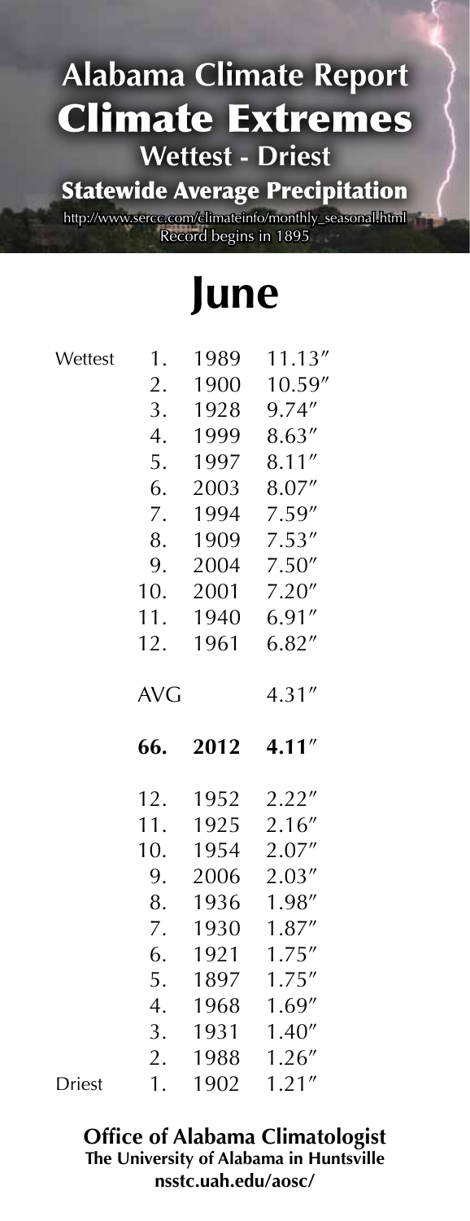# Alabama Climate Report

## Climate Extremes

### Wettest - Driest

### Statewide Average Precipitation

http://www.sercc.com/climateinfo/monthly_seasonal.html

Record begins in 1895

## June

| | Rank | Year | Precipitation |
|---|---|---|---|
| Wettest | 1. | 1989 | 11.13″ |
| | 2. | 1900 | 10.59″ |
| | 3. | 1928 | 9.74″ |
| | 4. | 1999 | 8.63″ |
| | 5. | 1997 | 8.11″ |
| | 6. | 2003 | 8.07″ |
| | 7. | 1994 | 7.59″ |
| | 8. | 1909 | 7.53″ |
| | 9. | 2004 | 7.50″ |
| | 10. | 2001 | 7.20″ |
| | 11. | 1940 | 6.91″ |
| | 12. | 1961 | 6.82″ |
| | AVG | | 4.31″ |
| | **66.** | **2012** | **4.11″** |
| | 12. | 1952 | 2.22″ |
| | 11. | 1925 | 2.16″ |
| | 10. | 1954 | 2.07″ |
| | 9. | 2006 | 2.03″ |
| | 8. | 1936 | 1.98″ |
| | 7. | 1930 | 1.87″ |
| | 6. | 1921 | 1.75″ |
| | 5. | 1897 | 1.75″ |
| | 4. | 1968 | 1.69″ |
| | 3. | 1931 | 1.40″ |
| | 2. | 1988 | 1.26″ |
| Driest | 1. | 1902 | 1.21″ |

**Office of Alabama Climatologist**
**The University of Alabama in Huntsville**
**nsstc.uah.edu/aosc/**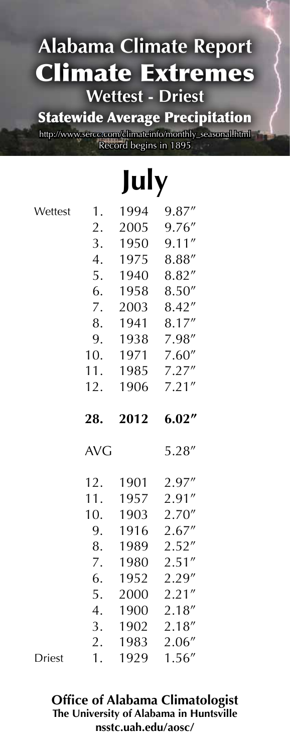# Alabama Climate Report

## Climate Extremes

### Wettest - Driest

### Statewide Average Precipitation

http://www.sercc.com/climateinfo/monthly_seasonal.html

Record begins in 1895

# July

| | Rank | Year | Precipitation |
|---|---|---|---|
| Wettest | 1. | 1994 | 9.87″ |
| | 2. | 2005 | 9.76″ |
| | 3. | 1950 | 9.11″ |
| | 4. | 1975 | 8.88″ |
| | 5. | 1940 | 8.82″ |
| | 6. | 1958 | 8.50″ |
| | 7. | 2003 | 8.42″ |
| | 8. | 1941 | 8.17″ |
| | 9. | 1938 | 7.98″ |
| | 10. | 1971 | 7.60″ |
| | 11. | 1985 | 7.27″ |
| | 12. | 1906 | 7.21″ |
| | **28.** | **2012** | **6.02″** |
| | AVG | | 5.28″ |
| | 12. | 1901 | 2.97″ |
| | 11. | 1957 | 2.91″ |
| | 10. | 1903 | 2.70″ |
| | 9. | 1916 | 2.67″ |
| | 8. | 1989 | 2.52″ |
| | 7. | 1980 | 2.51″ |
| | 6. | 1952 | 2.29″ |
| | 5. | 2000 | 2.21″ |
| | 4. | 1900 | 2.18″ |
| | 3. | 1902 | 2.18″ |
| | 2. | 1983 | 2.06″ |
| Driest | 1. | 1929 | 1.56″ |

**Office of Alabama Climatologist**
**The University of Alabama in Huntsville**
**nsstc.uah.edu/aosc/**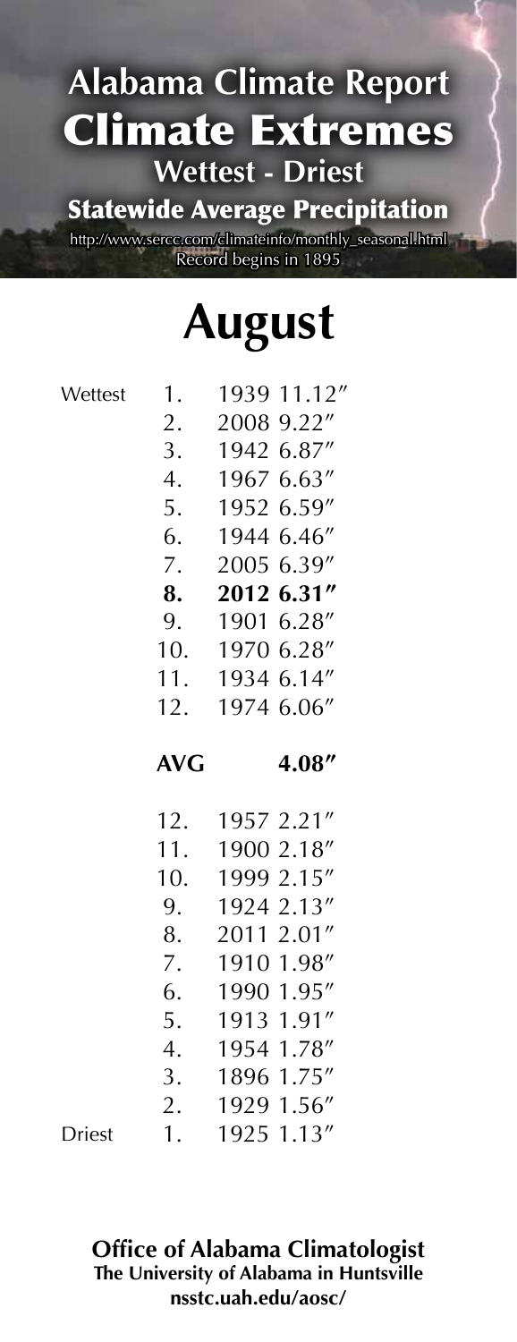# Alabama Climate Report

## Climate Extremes

### Wettest - Driest

### Statewide Average Precipitation

http://www.sercc.com/climateinfo/monthly_seasonal.html
Record begins in 1895

# August

| | Rank | Year | Precipitation |
|---|---|---|---|
| Wettest | 1. | 1939 | 11.12″ |
| | 2. | 2008 | 9.22″ |
| | 3. | 1942 | 6.87″ |
| | 4. | 1967 | 6.63″ |
| | 5. | 1952 | 6.59″ |
| | 6. | 1944 | 6.46″ |
| | 7. | 2005 | 6.39″ |
| | **8.** | **2012** | **6.31″** |
| | 9. | 1901 | 6.28″ |
| | 10. | 1970 | 6.28″ |
| | 11. | 1934 | 6.14″ |
| | 12. | 1974 | 6.06″ |
| | **AVG** | | **4.08″** |
| | 12. | 1957 | 2.21″ |
| | 11. | 1900 | 2.18″ |
| | 10. | 1999 | 2.15″ |
| | 9. | 1924 | 2.13″ |
| | 8. | 2011 | 2.01″ |
| | 7. | 1910 | 1.98″ |
| | 6. | 1990 | 1.95″ |
| | 5. | 1913 | 1.91″ |
| | 4. | 1954 | 1.78″ |
| | 3. | 1896 | 1.75″ |
| | 2. | 1929 | 1.56″ |
| Driest | 1. | 1925 | 1.13″ |

**Office of Alabama Climatologist**
**The University of Alabama in Huntsville**
**nsstc.uah.edu/aosc/**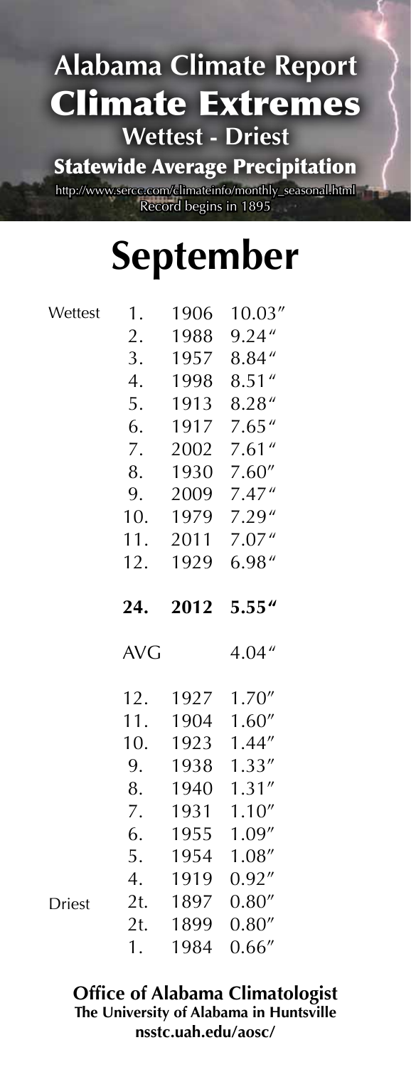# Alabama Climate Report

## Climate Extremes

### Wettest - Driest

### Statewide Average Precipitation

http://www.sercc.com/climateinfo/monthly_seasonal.html

Record begins in 1895

# September

| | Rank | Year | Precipitation |
|---|---|---|---|
| Wettest | 1. | 1906 | 10.03″ |
| | 2. | 1988 | 9.24″ |
| | 3. | 1957 | 8.84″ |
| | 4. | 1998 | 8.51″ |
| | 5. | 1913 | 8.28″ |
| | 6. | 1917 | 7.65″ |
| | 7. | 2002 | 7.61″ |
| | 8. | 1930 | 7.60″ |
| | 9. | 2009 | 7.47″ |
| | 10. | 1979 | 7.29″ |
| | 11. | 2011 | 7.07″ |
| | 12. | 1929 | 6.98″ |
| | **24.** | **2012** | **5.55″** |
| | AVG | | 4.04″ |
| | 12. | 1927 | 1.70″ |
| | 11. | 1904 | 1.60″ |
| | 10. | 1923 | 1.44″ |
| | 9. | 1938 | 1.33″ |
| | 8. | 1940 | 1.31″ |
| | 7. | 1931 | 1.10″ |
| | 6. | 1955 | 1.09″ |
| | 5. | 1954 | 1.08″ |
| | 4. | 1919 | 0.92″ |
| Driest | 2t. | 1897 | 0.80″ |
| | 2t. | 1899 | 0.80″ |
| | 1. | 1984 | 0.66″ |

**Office of Alabama Climatologist**
**The University of Alabama in Huntsville**
**nsstc.uah.edu/aosc/**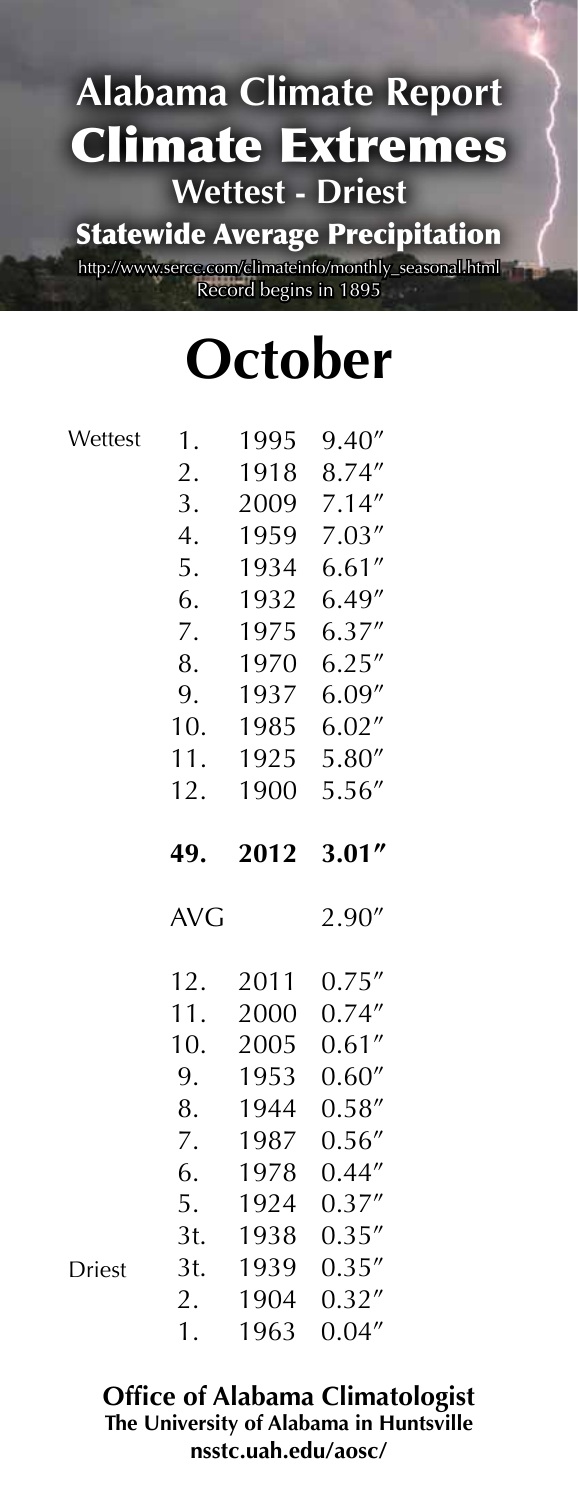# Alabama Climate Report

## Climate Extremes

### Wettest - Driest

### Statewide Average Precipitation

http://www.sercc.com/climateinfo/monthly_seasonal.html
Record begins in 1895

# October

| | Rank | Year | Precipitation |
|---|---|---|---|
| Wettest | 1. | 1995 | 9.40″ |
| | 2. | 1918 | 8.74″ |
| | 3. | 2009 | 7.14″ |
| | 4. | 1959 | 7.03″ |
| | 5. | 1934 | 6.61″ |
| | 6. | 1932 | 6.49″ |
| | 7. | 1975 | 6.37″ |
| | 8. | 1970 | 6.25″ |
| | 9. | 1937 | 6.09″ |
| | 10. | 1985 | 6.02″ |
| | 11. | 1925 | 5.80″ |
| | 12. | 1900 | 5.56″ |
| | **49.** | **2012** | **3.01″** |
| | AVG | | 2.90″ |
| | 12. | 2011 | 0.75″ |
| | 11. | 2000 | 0.74″ |
| | 10. | 2005 | 0.61″ |
| | 9. | 1953 | 0.60″ |
| | 8. | 1944 | 0.58″ |
| | 7. | 1987 | 0.56″ |
| | 6. | 1978 | 0.44″ |
| | 5. | 1924 | 0.37″ |
| | 3t. | 1938 | 0.35″ |
| Driest | 3t. | 1939 | 0.35″ |
| | 2. | 1904 | 0.32″ |
| | 1. | 1963 | 0.04″ |

**Office of Alabama Climatologist**
**The University of Alabama in Huntsville**
**nsstc.uah.edu/aosc/**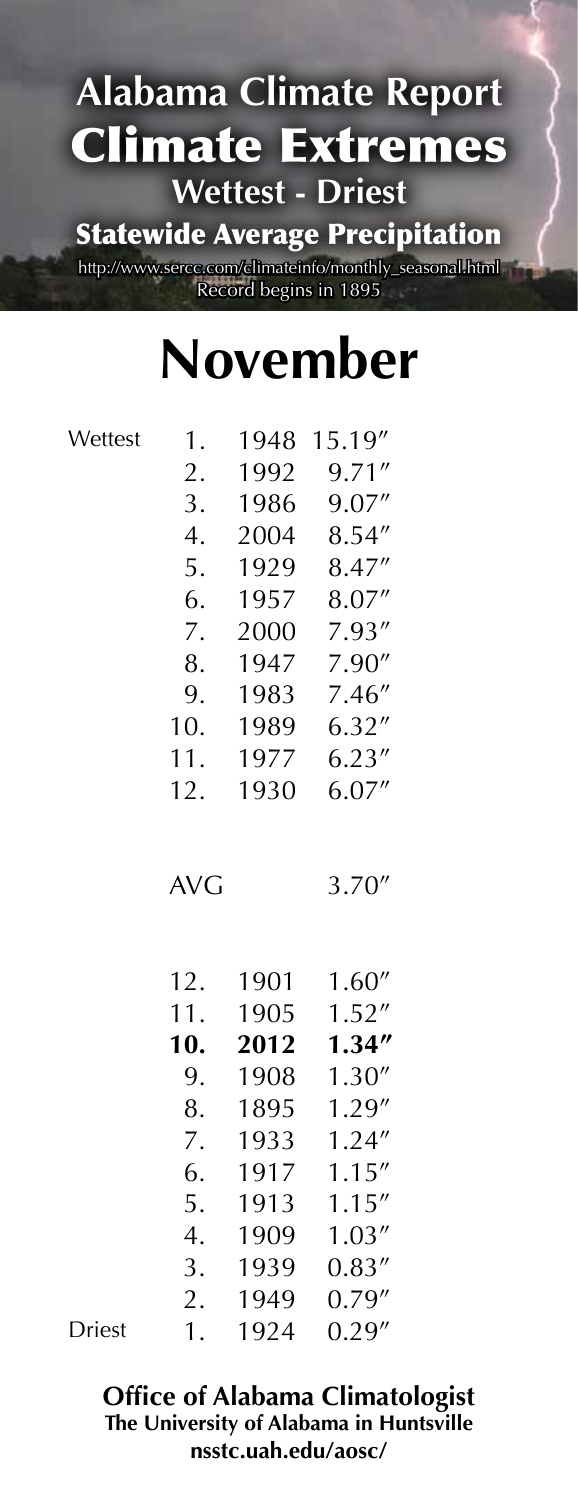# Alabama Climate Report

## Climate Extremes

### Wettest - Driest

### Statewide Average Precipitation

http://www.sercc.com/climateinfo/monthly_seasonal.html
Record begins in 1895

# November

| | Rank | Year | Precipitation |
|---|---|---|---|
| Wettest | 1. | 1948 | 15.19″ |
| | 2. | 1992 | 9.71″ |
| | 3. | 1986 | 9.07″ |
| | 4. | 2004 | 8.54″ |
| | 5. | 1929 | 8.47″ |
| | 6. | 1957 | 8.07″ |
| | 7. | 2000 | 7.93″ |
| | 8. | 1947 | 7.90″ |
| | 9. | 1983 | 7.46″ |
| | 10. | 1989 | 6.32″ |
| | 11. | 1977 | 6.23″ |
| | 12. | 1930 | 6.07″ |
| | AVG | | 3.70″ |
| | 12. | 1901 | 1.60″ |
| | 11. | 1905 | 1.52″ |
| | **10.** | **2012** | **1.34″** |
| | 9. | 1908 | 1.30″ |
| | 8. | 1895 | 1.29″ |
| | 7. | 1933 | 1.24″ |
| | 6. | 1917 | 1.15″ |
| | 5. | 1913 | 1.15″ |
| | 4. | 1909 | 1.03″ |
| | 3. | 1939 | 0.83″ |
| | 2. | 1949 | 0.79″ |
| Driest | 1. | 1924 | 0.29″ |

**Office of Alabama Climatologist**
**The University of Alabama in Huntsville**
**nsstc.uah.edu/aosc/**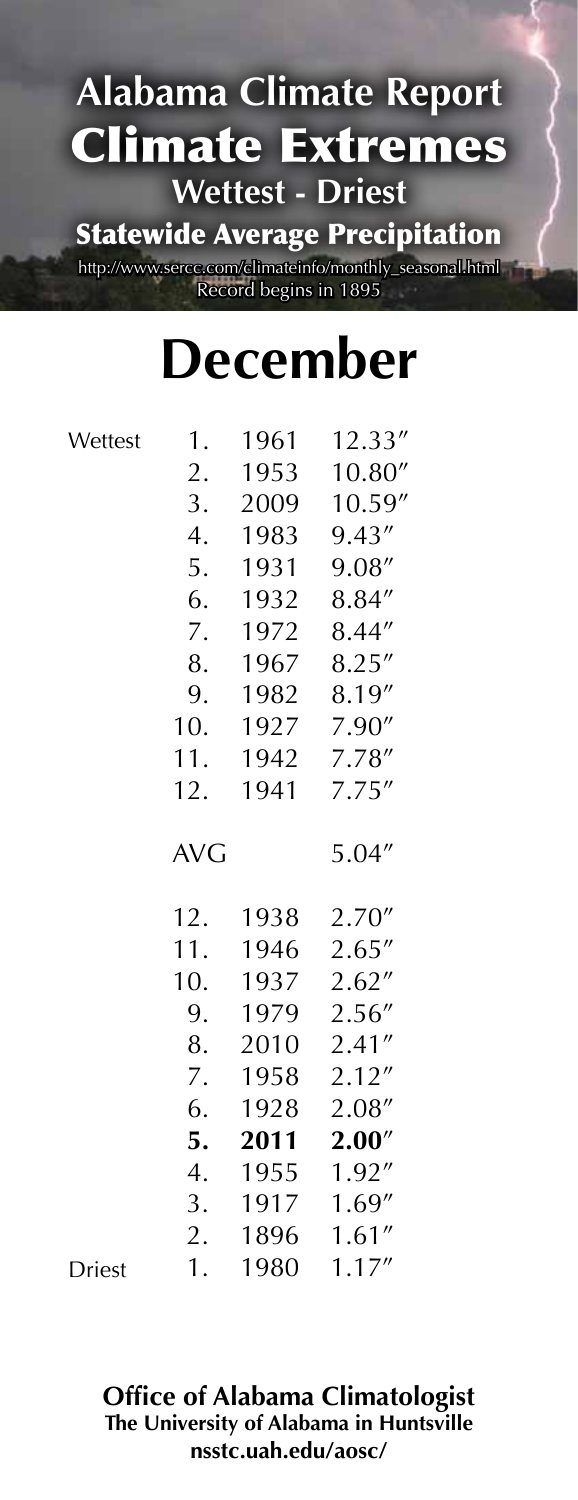# Alabama Climate Report

## Climate Extremes

### Wettest - Driest

### Statewide Average Precipitation

http://www.sercc.com/climateinfo/monthly_seasonal.html

Record begins in 1895

# December

| | Rank | Year | Precipitation |
|---|---|---|---|
| Wettest | 1. | 1961 | 12.33″ |
| | 2. | 1953 | 10.80″ |
| | 3. | 2009 | 10.59″ |
| | 4. | 1983 | 9.43″ |
| | 5. | 1931 | 9.08″ |
| | 6. | 1932 | 8.84″ |
| | 7. | 1972 | 8.44″ |
| | 8. | 1967 | 8.25″ |
| | 9. | 1982 | 8.19″ |
| | 10. | 1927 | 7.90″ |
| | 11. | 1942 | 7.78″ |
| | 12. | 1941 | 7.75″ |
| | AVG | | 5.04″ |
| | 12. | 1938 | 2.70″ |
| | 11. | 1946 | 2.65″ |
| | 10. | 1937 | 2.62″ |
| | 9. | 1979 | 2.56″ |
| | 8. | 2010 | 2.41″ |
| | 7. | 1958 | 2.12″ |
| | 6. | 1928 | 2.08″ |
| | **5.** | **2011** | **2.00″** |
| | 4. | 1955 | 1.92″ |
| | 3. | 1917 | 1.69″ |
| | 2. | 1896 | 1.61″ |
| Driest | 1. | 1980 | 1.17″ |

**Office of Alabama Climatologist**
**The University of Alabama in Huntsville**
**nsstc.uah.edu/aosc/**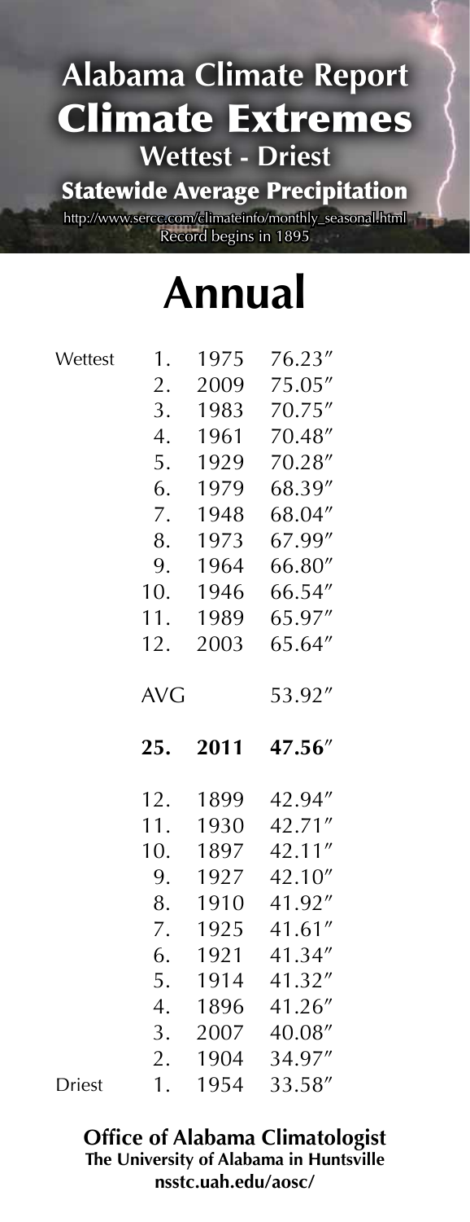# Alabama Climate Report

## Climate Extremes

### Wettest - Driest

### Statewide Average Precipitation

http://www.sercc.com/climateinfo/monthly_seasonal.html
Record begins in 1895

## Annual

| | | | |
|---|---|---|---|
| Wettest | 1. | 1975 | 76.23″ |
| | 2. | 2009 | 75.05″ |
| | 3. | 1983 | 70.75″ |
| | 4. | 1961 | 70.48″ |
| | 5. | 1929 | 70.28″ |
| | 6. | 1979 | 68.39″ |
| | 7. | 1948 | 68.04″ |
| | 8. | 1973 | 67.99″ |
| | 9. | 1964 | 66.80″ |
| | 10. | 1946 | 66.54″ |
| | 11. | 1989 | 65.97″ |
| | 12. | 2003 | 65.64″ |
| | AVG | | 53.92″ |
| | **25.** | **2011** | **47.56″** |
| | 12. | 1899 | 42.94″ |
| | 11. | 1930 | 42.71″ |
| | 10. | 1897 | 42.11″ |
| | 9. | 1927 | 42.10″ |
| | 8. | 1910 | 41.92″ |
| | 7. | 1925 | 41.61″ |
| | 6. | 1921 | 41.34″ |
| | 5. | 1914 | 41.32″ |
| | 4. | 1896 | 41.26″ |
| | 3. | 2007 | 40.08″ |
| | 2. | 1904 | 34.97″ |
| Driest | 1. | 1954 | 33.58″ |

**Office of Alabama Climatologist**
**The University of Alabama in Huntsville**
**nsstc.uah.edu/aosc/**